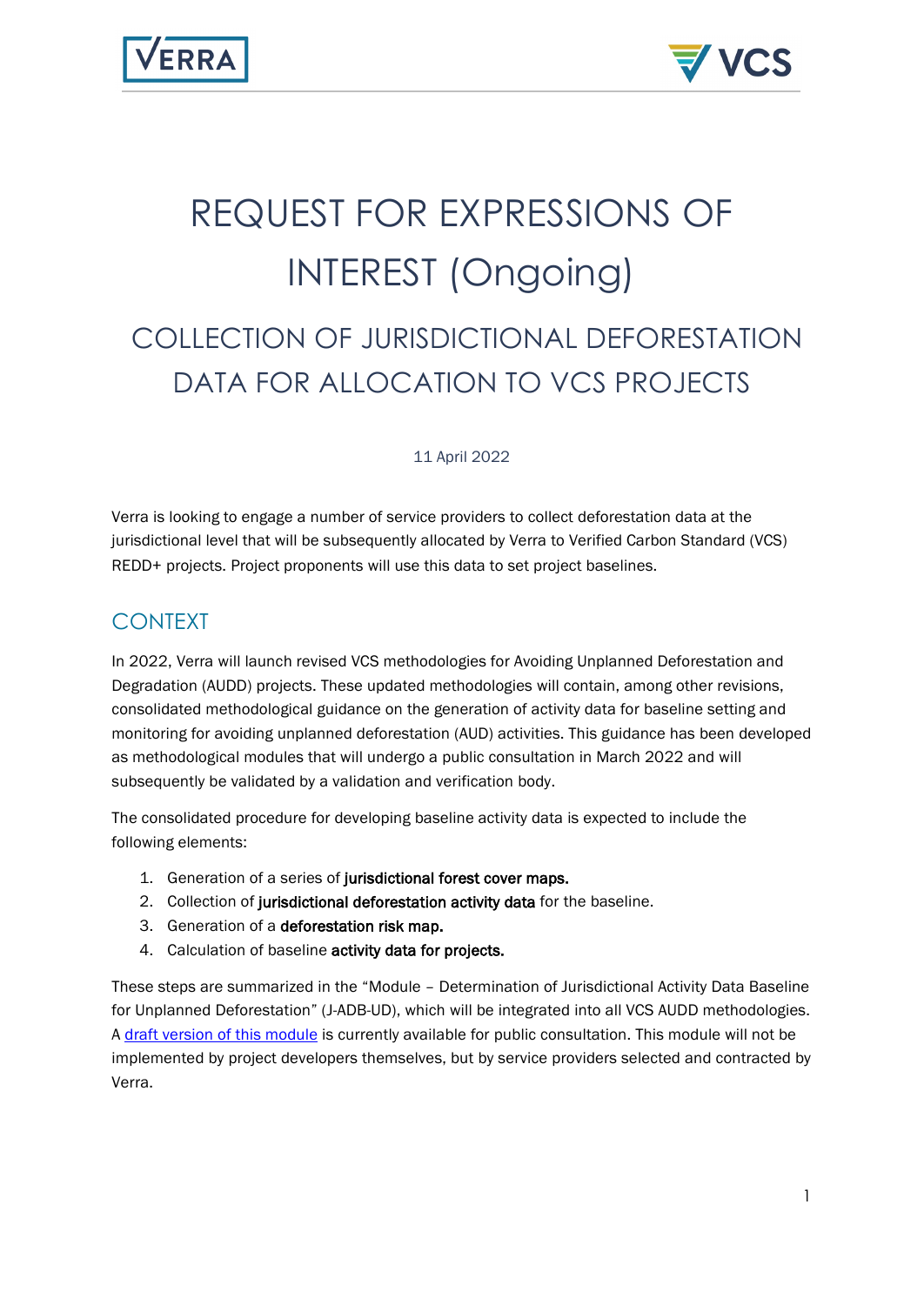# REQUEST FOR EXPRESSIONS OF INTEREST (Ongoing)

## COLLECTION OF JURISDICTIONAL DEFORESTATION DATA FOR ALLOCATION TO VCS PROJECTS

11 April 2022

Verra is looking to engage a number of service providers to collect deforestation data at the jurisdictional level that will be subsequently allocated by Verra to Verified Carbon Standard (VCS) REDD+ projects. Project proponents will use this data to set project baselines.

## CONTEXT

In 2022, Verra will launch revised VCS methodologies for Avoiding Unplanned Deforestation and Degradation (AUDD) projects. These updated methodologies will contain, among other revisions, consolidated methodological guidance on the generation of activity data for baseline setting and monitoring for avoiding unplanned deforestation (AUD) activities. This guidance has been developed as methodological modules that will undergo a public consultation in March 2022 and will subsequently be validated by a validation and verification body.

The consolidated procedure for developing baseline activity data is expected to include the following elements:

1. Generation of a series of **jurisdictional forest cover maps.**
2. Collection of **jurisdictional deforestation activity data** for the baseline.
3. Generation of a **deforestation risk map.**
4. Calculation of baseline **activity data for projects.**

These steps are summarized in the "Module – Determination of Jurisdictional Activity Data Baseline for Unplanned Deforestation" (J-ADB-UD), which will be integrated into all VCS AUDD methodologies. A draft version of this module is currently available for public consultation. This module will not be implemented by project developers themselves, but by service providers selected and contracted by Verra.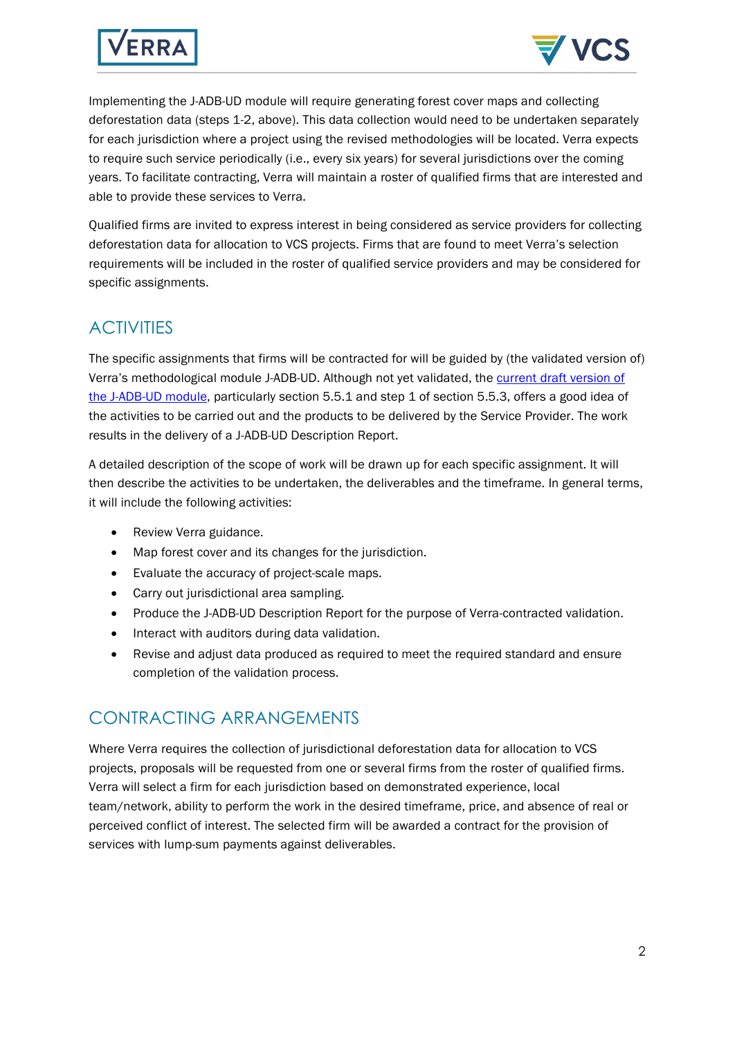Implementing the J-ADB-UD module will require generating forest cover maps and collecting deforestation data (steps 1-2, above). This data collection would need to be undertaken separately for each jurisdiction where a project using the revised methodologies will be located. Verra expects to require such service periodically (i.e., every six years) for several jurisdictions over the coming years. To facilitate contracting, Verra will maintain a roster of qualified firms that are interested and able to provide these services to Verra.

Qualified firms are invited to express interest in being considered as service providers for collecting deforestation data for allocation to VCS projects. Firms that are found to meet Verra's selection requirements will be included in the roster of qualified service providers and may be considered for specific assignments.

## ACTIVITIES

The specific assignments that firms will be contracted for will be guided by (the validated version of) Verra's methodological module J-ADB-UD. Although not yet validated, the current draft version of the J-ADB-UD module, particularly section 5.5.1 and step 1 of section 5.5.3, offers a good idea of the activities to be carried out and the products to be delivered by the Service Provider. The work results in the delivery of a J-ADB-UD Description Report.

A detailed description of the scope of work will be drawn up for each specific assignment. It will then describe the activities to be undertaken, the deliverables and the timeframe. In general terms, it will include the following activities:

- Review Verra guidance.
- Map forest cover and its changes for the jurisdiction.
- Evaluate the accuracy of project-scale maps.
- Carry out jurisdictional area sampling.
- Produce the J-ADB-UD Description Report for the purpose of Verra-contracted validation.
- Interact with auditors during data validation.
- Revise and adjust data produced as required to meet the required standard and ensure completion of the validation process.

## CONTRACTING ARRANGEMENTS

Where Verra requires the collection of jurisdictional deforestation data for allocation to VCS projects, proposals will be requested from one or several firms from the roster of qualified firms. Verra will select a firm for each jurisdiction based on demonstrated experience, local team/network, ability to perform the work in the desired timeframe, price, and absence of real or perceived conflict of interest. The selected firm will be awarded a contract for the provision of services with lump-sum payments against deliverables.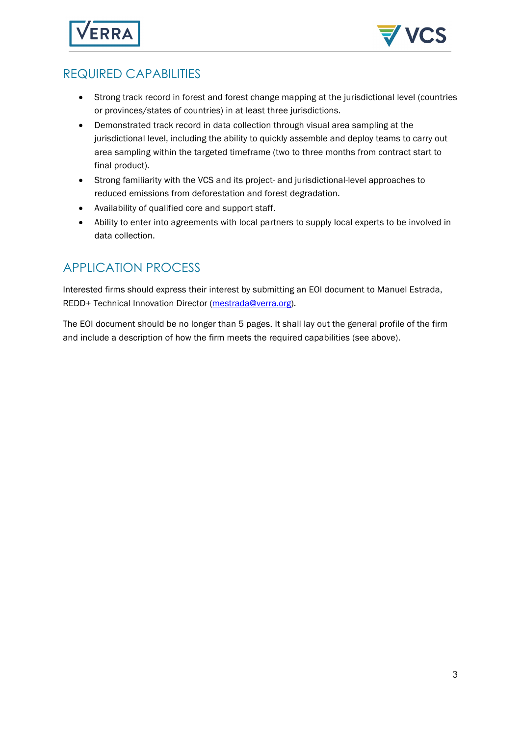## REQUIRED CAPABILITIES

- Strong track record in forest and forest change mapping at the jurisdictional level (countries or provinces/states of countries) in at least three jurisdictions.
- Demonstrated track record in data collection through visual area sampling at the jurisdictional level, including the ability to quickly assemble and deploy teams to carry out area sampling within the targeted timeframe (two to three months from contract start to final product).
- Strong familiarity with the VCS and its project- and jurisdictional-level approaches to reduced emissions from deforestation and forest degradation.
- Availability of qualified core and support staff.
- Ability to enter into agreements with local partners to supply local experts to be involved in data collection.

## APPLICATION PROCESS

Interested firms should express their interest by submitting an EOI document to Manuel Estrada, REDD+ Technical Innovation Director (mestrada@verra.org).

The EOI document should be no longer than 5 pages. It shall lay out the general profile of the firm and include a description of how the firm meets the required capabilities (see above).